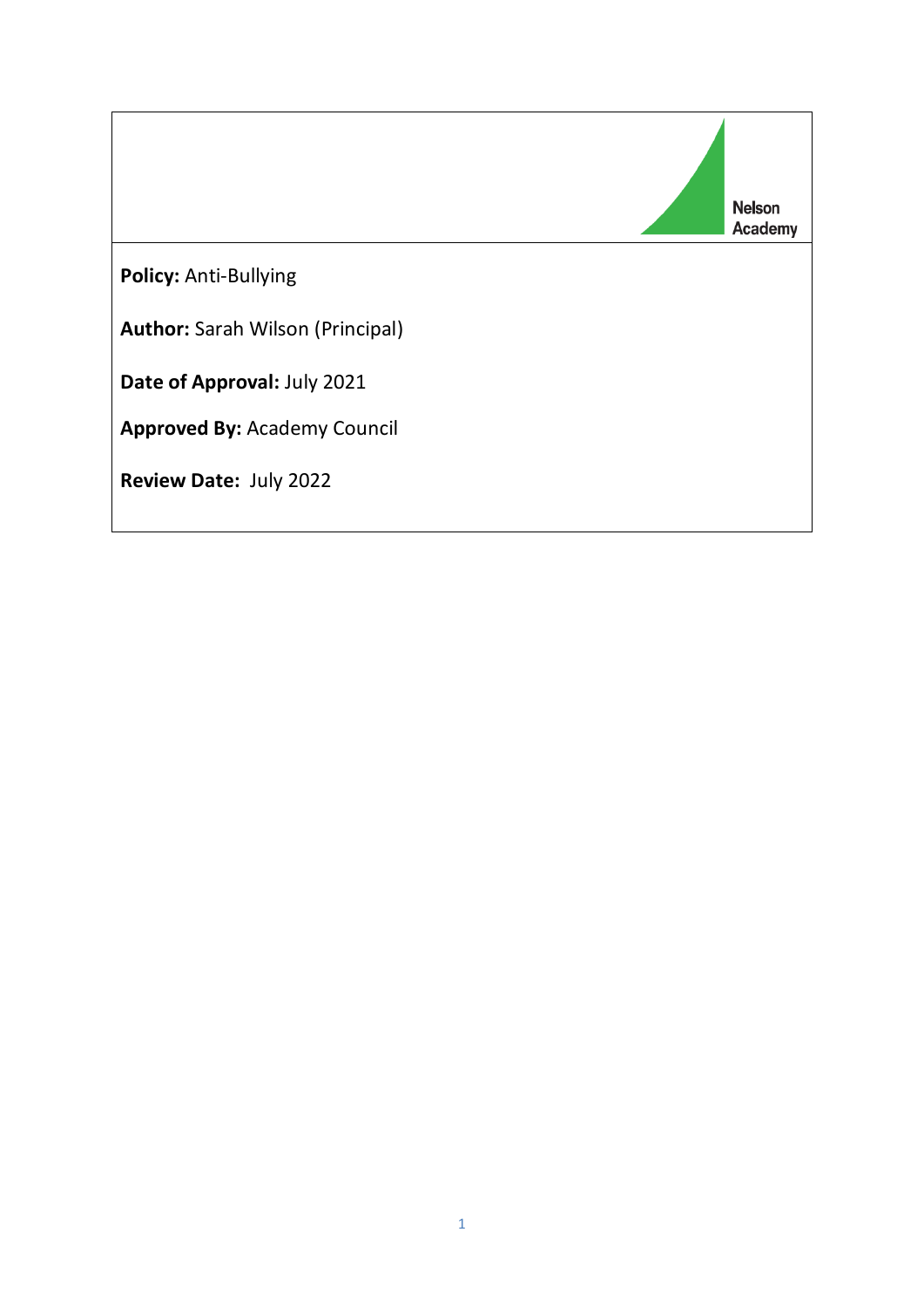Nelson Academy

**Policy:** Anti-Bullying

**Author:** Sarah Wilson (Principal)

**Date of Approval:** July 2021

**Approved By:** Academy Council

**Review Date:** July 2022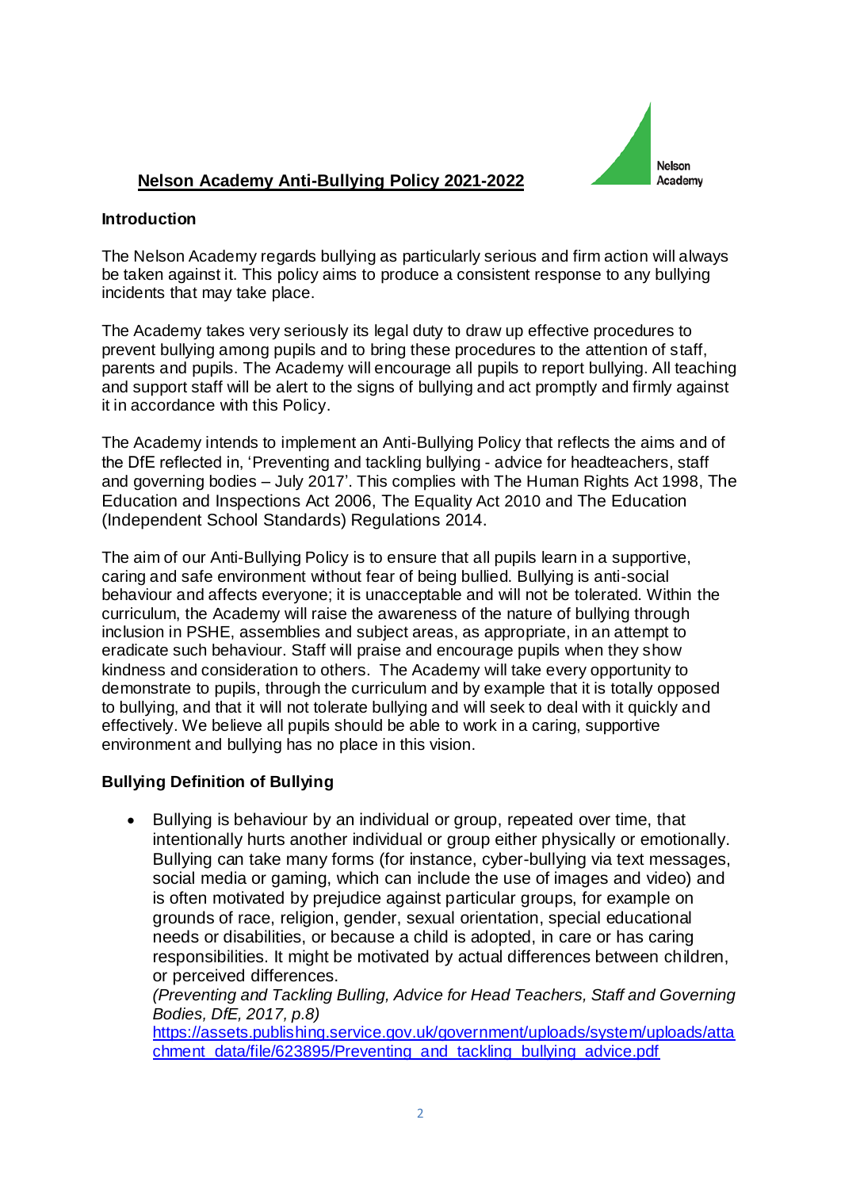# Nelson Academy Anti-Bullying Policy 2021-2022

Nelson Academy

**Introduction**

The Nelson Academy regards bullying as particularly serious and firm action will always be taken against it. This policy aims to produce a consistent response to any bullying incidents that may take place.

The Academy takes very seriously its legal duty to draw up effective procedures to prevent bullying among pupils and to bring these procedures to the attention of staff, parents and pupils. The Academy will encourage all pupils to report bullying. All teaching and support staff will be alert to the signs of bullying and act promptly and firmly against it in accordance with this Policy.

The Academy intends to implement an Anti-Bullying Policy that reflects the aims and of the DfE reflected in, 'Preventing and tackling bullying - advice for headteachers, staff and governing bodies – July 2017'. This complies with The Human Rights Act 1998, The Education and Inspections Act 2006, The Equality Act 2010 and The Education (Independent School Standards) Regulations 2014.

The aim of our Anti-Bullying Policy is to ensure that all pupils learn in a supportive, caring and safe environment without fear of being bullied. Bullying is anti-social behaviour and affects everyone; it is unacceptable and will not be tolerated. Within the curriculum, the Academy will raise the awareness of the nature of bullying through inclusion in PSHE, assemblies and subject areas, as appropriate, in an attempt to eradicate such behaviour. Staff will praise and encourage pupils when they show kindness and consideration to others. The Academy will take every opportunity to demonstrate to pupils, through the curriculum and by example that it is totally opposed to bullying, and that it will not tolerate bullying and will seek to deal with it quickly and effectively. We believe all pupils should be able to work in a caring, supportive environment and bullying has no place in this vision.

**Bullying Definition of Bullying**

- Bullying is behaviour by an individual or group, repeated over time, that intentionally hurts another individual or group either physically or emotionally. Bullying can take many forms (for instance, cyber-bullying via text messages, social media or gaming, which can include the use of images and video) and is often motivated by prejudice against particular groups, for example on grounds of race, religion, gender, sexual orientation, special educational needs or disabilities, or because a child is adopted, in care or has caring responsibilities. It might be motivated by actual differences between children, or perceived differences.
  *(Preventing and Tackling Bulling, Advice for Head Teachers, Staff and Governing Bodies, DfE, 2017, p.8)*
  https://assets.publishing.service.gov.uk/government/uploads/system/uploads/attachment_data/file/623895/Preventing_and_tackling_bullying_advice.pdf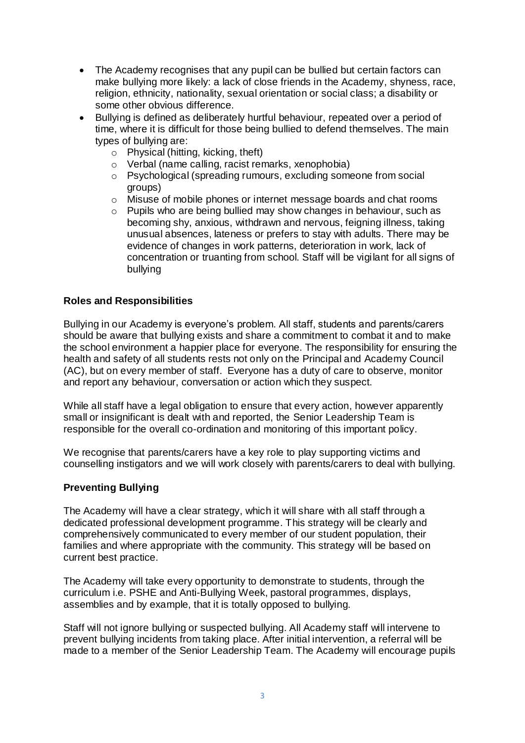- The Academy recognises that any pupil can be bullied but certain factors can make bullying more likely: a lack of close friends in the Academy, shyness, race, religion, ethnicity, nationality, sexual orientation or social class; a disability or some other obvious difference.
- Bullying is defined as deliberately hurtful behaviour, repeated over a period of time, where it is difficult for those being bullied to defend themselves. The main types of bullying are:
  - Physical (hitting, kicking, theft)
  - Verbal (name calling, racist remarks, xenophobia)
  - Psychological (spreading rumours, excluding someone from social groups)
  - Misuse of mobile phones or internet message boards and chat rooms
  - Pupils who are being bullied may show changes in behaviour, such as becoming shy, anxious, withdrawn and nervous, feigning illness, taking unusual absences, lateness or prefers to stay with adults. There may be evidence of changes in work patterns, deterioration in work, lack of concentration or truanting from school. Staff will be vigilant for all signs of bullying

**Roles and Responsibilities**

Bullying in our Academy is everyone's problem. All staff, students and parents/carers should be aware that bullying exists and share a commitment to combat it and to make the school environment a happier place for everyone. The responsibility for ensuring the health and safety of all students rests not only on the Principal and Academy Council (AC), but on every member of staff. Everyone has a duty of care to observe, monitor and report any behaviour, conversation or action which they suspect.

While all staff have a legal obligation to ensure that every action, however apparently small or insignificant is dealt with and reported, the Senior Leadership Team is responsible for the overall co-ordination and monitoring of this important policy.

We recognise that parents/carers have a key role to play supporting victims and counselling instigators and we will work closely with parents/carers to deal with bullying.

**Preventing Bullying**

The Academy will have a clear strategy, which it will share with all staff through a dedicated professional development programme. This strategy will be clearly and comprehensively communicated to every member of our student population, their families and where appropriate with the community. This strategy will be based on current best practice.

The Academy will take every opportunity to demonstrate to students, through the curriculum i.e. PSHE and Anti-Bullying Week, pastoral programmes, displays, assemblies and by example, that it is totally opposed to bullying.

Staff will not ignore bullying or suspected bullying. All Academy staff will intervene to prevent bullying incidents from taking place. After initial intervention, a referral will be made to a member of the Senior Leadership Team. The Academy will encourage pupils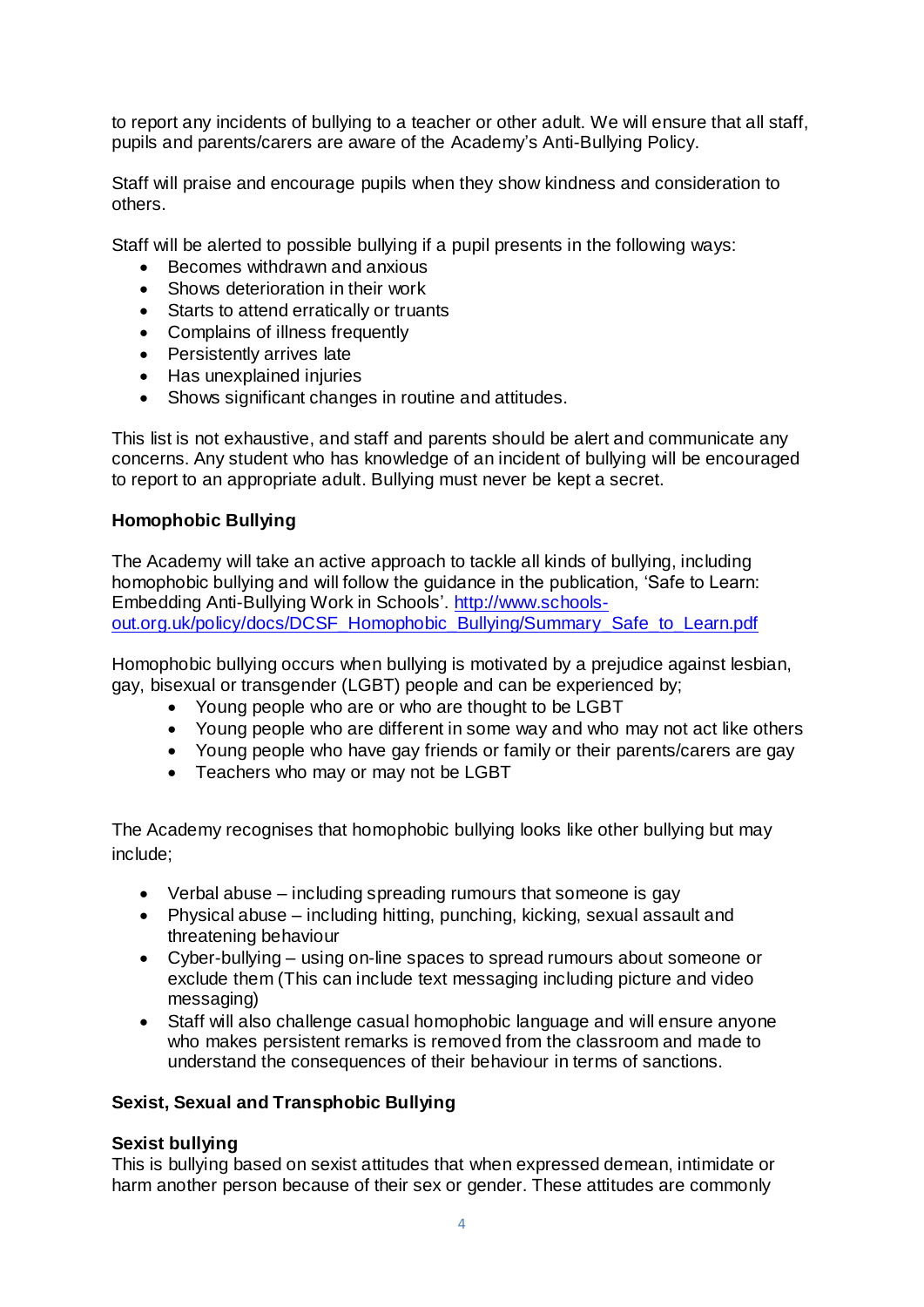to report any incidents of bullying to a teacher or other adult. We will ensure that all staff, pupils and parents/carers are aware of the Academy's Anti-Bullying Policy.

Staff will praise and encourage pupils when they show kindness and consideration to others.

Staff will be alerted to possible bullying if a pupil presents in the following ways:

- Becomes withdrawn and anxious
- Shows deterioration in their work
- Starts to attend erratically or truants
- Complains of illness frequently
- Persistently arrives late
- Has unexplained injuries
- Shows significant changes in routine and attitudes.

This list is not exhaustive, and staff and parents should be alert and communicate any concerns. Any student who has knowledge of an incident of bullying will be encouraged to report to an appropriate adult. Bullying must never be kept a secret.

**Homophobic Bullying**

The Academy will take an active approach to tackle all kinds of bullying, including homophobic bullying and will follow the guidance in the publication, 'Safe to Learn: Embedding Anti-Bullying Work in Schools'. [http://www.schools-out.org.uk/policy/docs/DCSF_Homophobic_Bullying/Summary_Safe_to_Learn.pdf](http://www.schools-out.org.uk/policy/docs/DCSF_Homophobic_Bullying/Summary_Safe_to_Learn.pdf)

Homophobic bullying occurs when bullying is motivated by a prejudice against lesbian, gay, bisexual or transgender (LGBT) people and can be experienced by;

- Young people who are or who are thought to be LGBT
- Young people who are different in some way and who may not act like others
- Young people who have gay friends or family or their parents/carers are gay
- Teachers who may or may not be LGBT

The Academy recognises that homophobic bullying looks like other bullying but may include;

- Verbal abuse – including spreading rumours that someone is gay
- Physical abuse – including hitting, punching, kicking, sexual assault and threatening behaviour
- Cyber-bullying – using on-line spaces to spread rumours about someone or exclude them (This can include text messaging including picture and video messaging)
- Staff will also challenge casual homophobic language and will ensure anyone who makes persistent remarks is removed from the classroom and made to understand the consequences of their behaviour in terms of sanctions.

**Sexist, Sexual and Transphobic Bullying**

**Sexist bullying**

This is bullying based on sexist attitudes that when expressed demean, intimidate or harm another person because of their sex or gender. These attitudes are commonly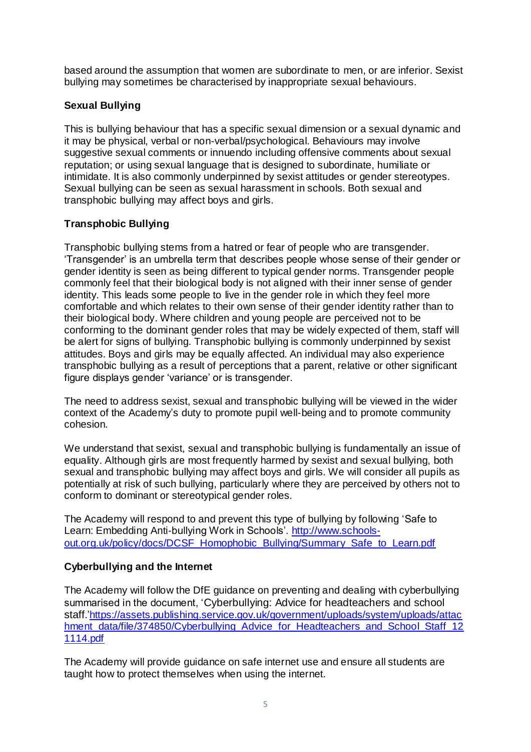based around the assumption that women are subordinate to men, or are inferior. Sexist bullying may sometimes be characterised by inappropriate sexual behaviours.

**Sexual Bullying**

This is bullying behaviour that has a specific sexual dimension or a sexual dynamic and it may be physical, verbal or non-verbal/psychological. Behaviours may involve suggestive sexual comments or innuendo including offensive comments about sexual reputation; or using sexual language that is designed to subordinate, humiliate or intimidate. It is also commonly underpinned by sexist attitudes or gender stereotypes. Sexual bullying can be seen as sexual harassment in schools. Both sexual and transphobic bullying may affect boys and girls.

**Transphobic Bullying**

Transphobic bullying stems from a hatred or fear of people who are transgender. 'Transgender' is an umbrella term that describes people whose sense of their gender or gender identity is seen as being different to typical gender norms. Transgender people commonly feel that their biological body is not aligned with their inner sense of gender identity. This leads some people to live in the gender role in which they feel more comfortable and which relates to their own sense of their gender identity rather than to their biological body. Where children and young people are perceived not to be conforming to the dominant gender roles that may be widely expected of them, staff will be alert for signs of bullying. Transphobic bullying is commonly underpinned by sexist attitudes. Boys and girls may be equally affected. An individual may also experience transphobic bullying as a result of perceptions that a parent, relative or other significant figure displays gender 'variance' or is transgender.

The need to address sexist, sexual and transphobic bullying will be viewed in the wider context of the Academy's duty to promote pupil well-being and to promote community cohesion.

We understand that sexist, sexual and transphobic bullying is fundamentally an issue of equality. Although girls are most frequently harmed by sexist and sexual bullying, both sexual and transphobic bullying may affect boys and girls. We will consider all pupils as potentially at risk of such bullying, particularly where they are perceived by others not to conform to dominant or stereotypical gender roles.

The Academy will respond to and prevent this type of bullying by following 'Safe to Learn: Embedding Anti-bullying Work in Schools'. http://www.schools-out.org.uk/policy/docs/DCSF_Homophobic_Bullying/Summary_Safe_to_Learn.pdf

**Cyberbullying and the Internet**

The Academy will follow the DfE guidance on preventing and dealing with cyberbullying summarised in the document, 'Cyberbullying: Advice for headteachers and school staff.'https://assets.publishing.service.gov.uk/government/uploads/system/uploads/attachment_data/file/374850/Cyberbullying_Advice_for_Headteachers_and_School_Staff_121114.pdf

The Academy will provide guidance on safe internet use and ensure all students are taught how to protect themselves when using the internet.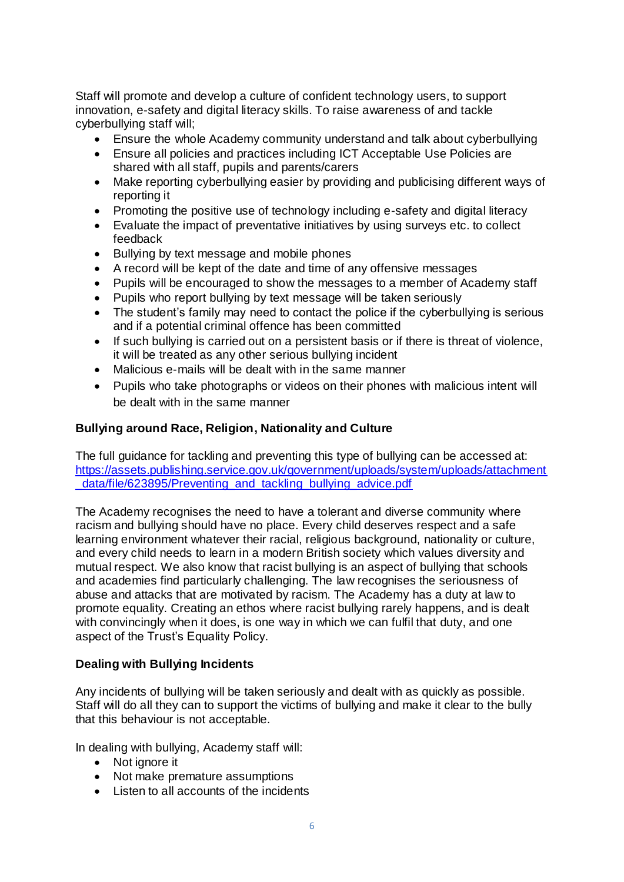Staff will promote and develop a culture of confident technology users, to support innovation, e-safety and digital literacy skills. To raise awareness of and tackle cyberbullying staff will;

- Ensure the whole Academy community understand and talk about cyberbullying
- Ensure all policies and practices including ICT Acceptable Use Policies are shared with all staff, pupils and parents/carers
- Make reporting cyberbullying easier by providing and publicising different ways of reporting it
- Promoting the positive use of technology including e-safety and digital literacy
- Evaluate the impact of preventative initiatives by using surveys etc. to collect feedback
- Bullying by text message and mobile phones
- A record will be kept of the date and time of any offensive messages
- Pupils will be encouraged to show the messages to a member of Academy staff
- Pupils who report bullying by text message will be taken seriously
- The student's family may need to contact the police if the cyberbullying is serious and if a potential criminal offence has been committed
- If such bullying is carried out on a persistent basis or if there is threat of violence, it will be treated as any other serious bullying incident
- Malicious e-mails will be dealt with in the same manner
- Pupils who take photographs or videos on their phones with malicious intent will be dealt with in the same manner

**Bullying around Race, Religion, Nationality and Culture**

The full guidance for tackling and preventing this type of bullying can be accessed at: https://assets.publishing.service.gov.uk/government/uploads/system/uploads/attachment_data/file/623895/Preventing_and_tackling_bullying_advice.pdf

The Academy recognises the need to have a tolerant and diverse community where racism and bullying should have no place. Every child deserves respect and a safe learning environment whatever their racial, religious background, nationality or culture, and every child needs to learn in a modern British society which values diversity and mutual respect. We also know that racist bullying is an aspect of bullying that schools and academies find particularly challenging. The law recognises the seriousness of abuse and attacks that are motivated by racism. The Academy has a duty at law to promote equality. Creating an ethos where racist bullying rarely happens, and is dealt with convincingly when it does, is one way in which we can fulfil that duty, and one aspect of the Trust's Equality Policy.

**Dealing with Bullying Incidents**

Any incidents of bullying will be taken seriously and dealt with as quickly as possible. Staff will do all they can to support the victims of bullying and make it clear to the bully that this behaviour is not acceptable.

In dealing with bullying, Academy staff will:

- Not ignore it
- Not make premature assumptions
- Listen to all accounts of the incidents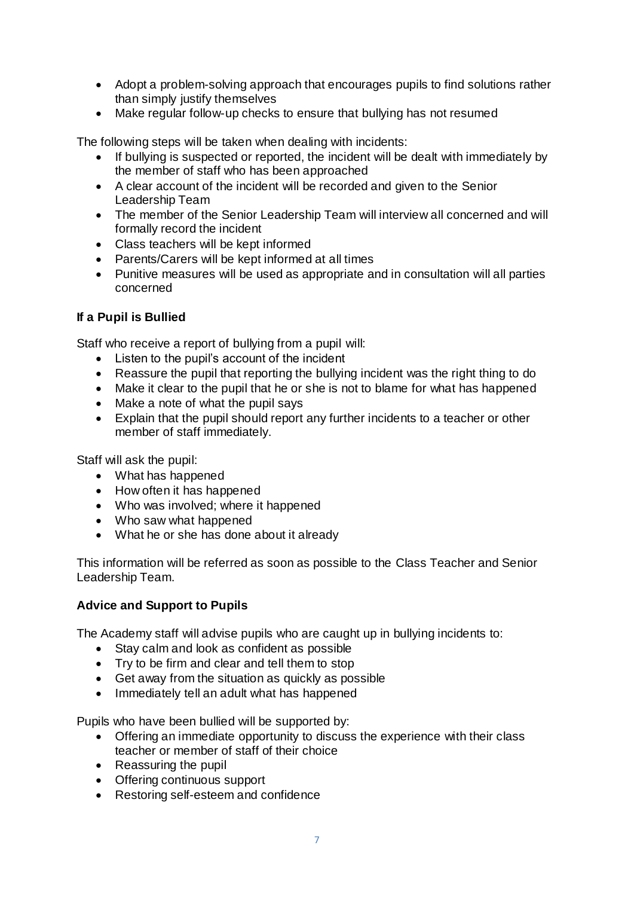- Adopt a problem-solving approach that encourages pupils to find solutions rather than simply justify themselves
- Make regular follow-up checks to ensure that bullying has not resumed

The following steps will be taken when dealing with incidents:

- If bullying is suspected or reported, the incident will be dealt with immediately by the member of staff who has been approached
- A clear account of the incident will be recorded and given to the Senior Leadership Team
- The member of the Senior Leadership Team will interview all concerned and will formally record the incident
- Class teachers will be kept informed
- Parents/Carers will be kept informed at all times
- Punitive measures will be used as appropriate and in consultation will all parties concerned

**If a Pupil is Bullied**

Staff who receive a report of bullying from a pupil will:

- Listen to the pupil's account of the incident
- Reassure the pupil that reporting the bullying incident was the right thing to do
- Make it clear to the pupil that he or she is not to blame for what has happened
- Make a note of what the pupil says
- Explain that the pupil should report any further incidents to a teacher or other member of staff immediately.

Staff will ask the pupil:

- What has happened
- How often it has happened
- Who was involved; where it happened
- Who saw what happened
- What he or she has done about it already

This information will be referred as soon as possible to the Class Teacher and Senior Leadership Team.

**Advice and Support to Pupils**

The Academy staff will advise pupils who are caught up in bullying incidents to:

- Stay calm and look as confident as possible
- Try to be firm and clear and tell them to stop
- Get away from the situation as quickly as possible
- Immediately tell an adult what has happened

Pupils who have been bullied will be supported by:

- Offering an immediate opportunity to discuss the experience with their class teacher or member of staff of their choice
- Reassuring the pupil
- Offering continuous support
- Restoring self-esteem and confidence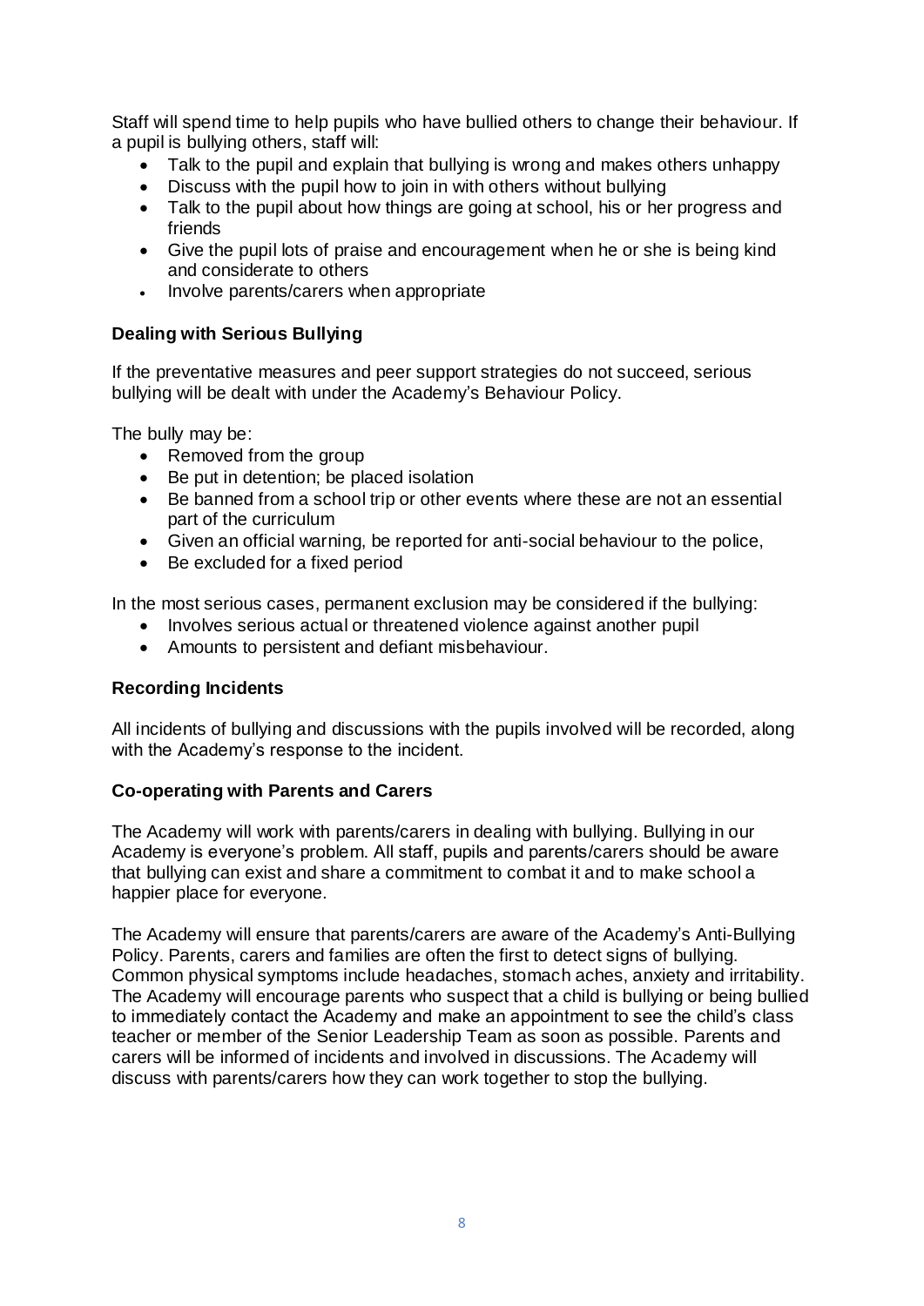Staff will spend time to help pupils who have bullied others to change their behaviour. If a pupil is bullying others, staff will:

- Talk to the pupil and explain that bullying is wrong and makes others unhappy
- Discuss with the pupil how to join in with others without bullying
- Talk to the pupil about how things are going at school, his or her progress and friends
- Give the pupil lots of praise and encouragement when he or she is being kind and considerate to others
- Involve parents/carers when appropriate

### Dealing with Serious Bullying

If the preventative measures and peer support strategies do not succeed, serious bullying will be dealt with under the Academy's Behaviour Policy.

The bully may be:

- Removed from the group
- Be put in detention; be placed isolation
- Be banned from a school trip or other events where these are not an essential part of the curriculum
- Given an official warning, be reported for anti-social behaviour to the police,
- Be excluded for a fixed period

In the most serious cases, permanent exclusion may be considered if the bullying:

- Involves serious actual or threatened violence against another pupil
- Amounts to persistent and defiant misbehaviour.

### Recording Incidents

All incidents of bullying and discussions with the pupils involved will be recorded, along with the Academy's response to the incident.

### Co-operating with Parents and Carers

The Academy will work with parents/carers in dealing with bullying. Bullying in our Academy is everyone's problem. All staff, pupils and parents/carers should be aware that bullying can exist and share a commitment to combat it and to make school a happier place for everyone.

The Academy will ensure that parents/carers are aware of the Academy's Anti-Bullying Policy. Parents, carers and families are often the first to detect signs of bullying. Common physical symptoms include headaches, stomach aches, anxiety and irritability. The Academy will encourage parents who suspect that a child is bullying or being bullied to immediately contact the Academy and make an appointment to see the child's class teacher or member of the Senior Leadership Team as soon as possible. Parents and carers will be informed of incidents and involved in discussions. The Academy will discuss with parents/carers how they can work together to stop the bullying.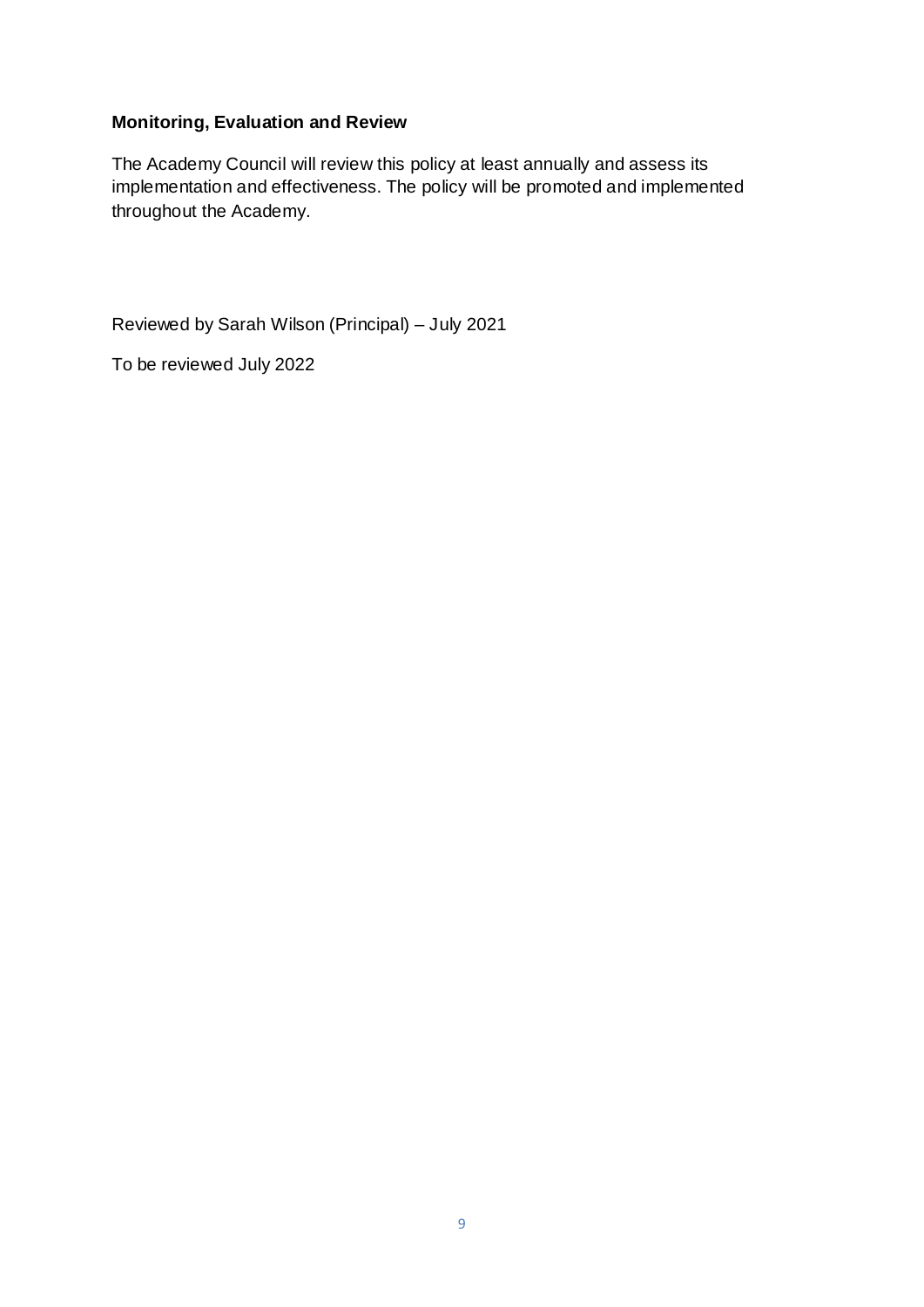**Monitoring, Evaluation and Review**

The Academy Council will review this policy at least annually and assess its implementation and effectiveness. The policy will be promoted and implemented throughout the Academy.

Reviewed by Sarah Wilson (Principal) – July 2021

To be reviewed July 2022